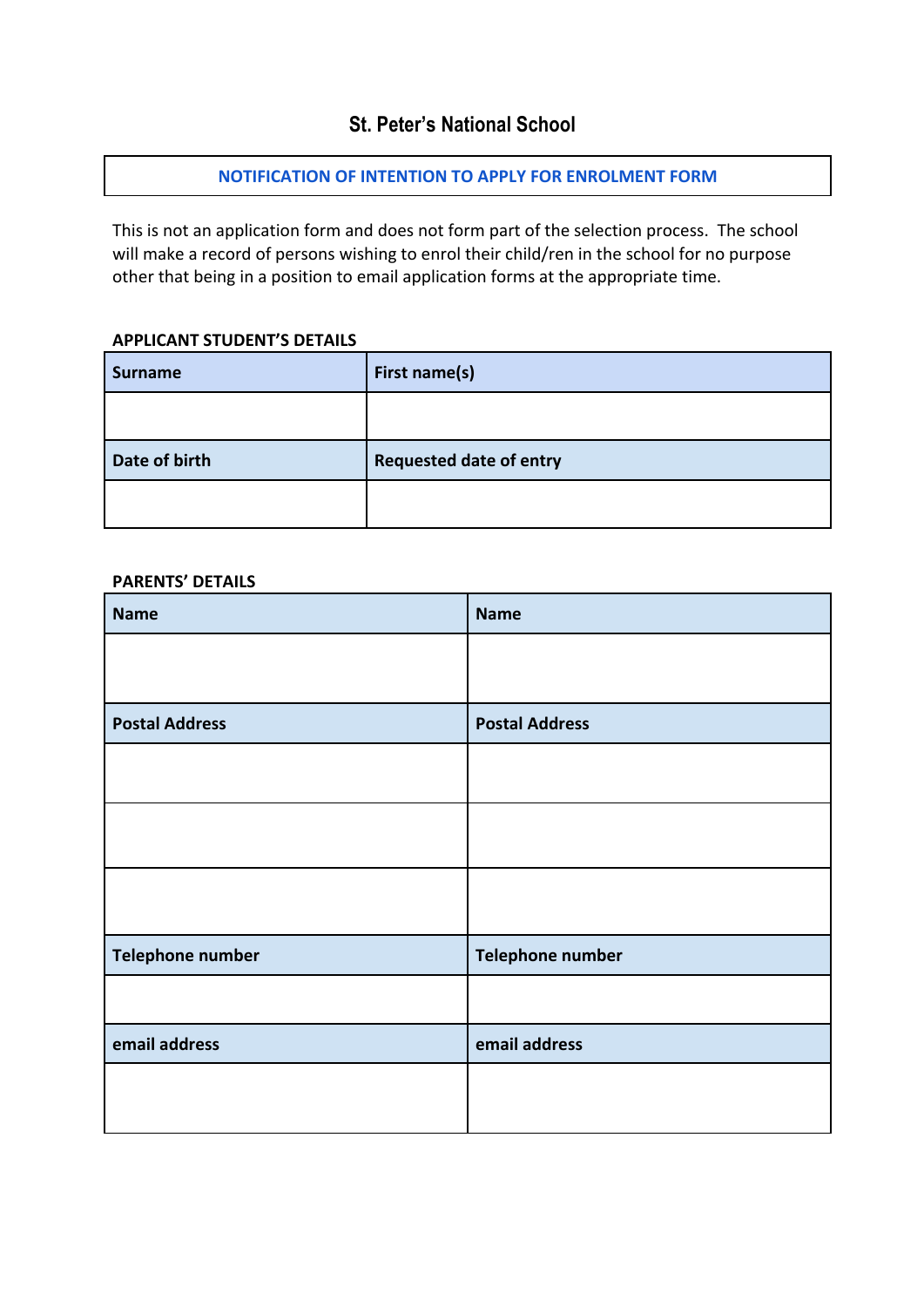# St. Peter's National School

## NOTIFICATION OF INTENTION TO APPLY FOR ENROLMENT FORM

This is not an application form and does not form part of the selection process. The school will make a record of persons wishing to enrol their child/ren in the school for no purpose other that being in a position to email application forms at the appropriate time.

**APPLICANT STUDENT'S DETAILS**

| Surname | First name(s) |
|---|---|
| | |
| **Date of birth** | **Requested date of entry** |
| | |

**PARENTS' DETAILS**

| Name | Name |
|---|---|
| | |
| **Postal Address** | **Postal Address** |
| | |
| | |
| | |
| **Telephone number** | **Telephone number** |
| | |
| **email address** | **email address** |
| | |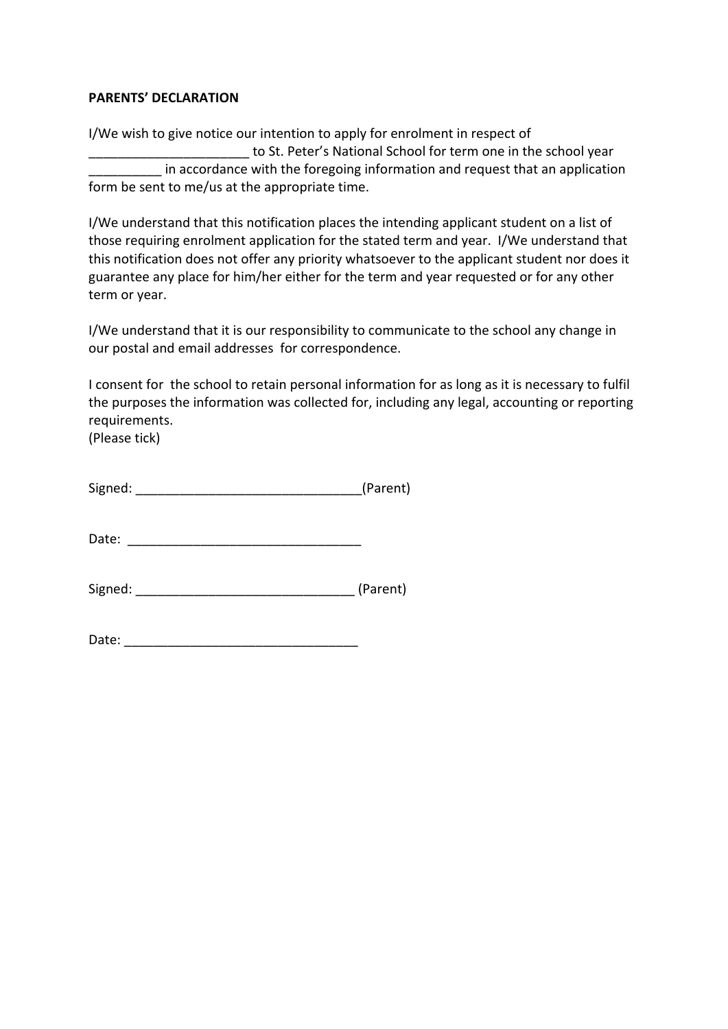**PARENTS' DECLARATION**

I/We wish to give notice our intention to apply for enrolment in respect of ______________________ to St. Peter's National School for term one in the school year __________ in accordance with the foregoing information and request that an application form be sent to me/us at the appropriate time.

I/We understand that this notification places the intending applicant student on a list of those requiring enrolment application for the stated term and year. I/We understand that this notification does not offer any priority whatsoever to the applicant student nor does it guarantee any place for him/her either for the term and year requested or for any other term or year.

I/We understand that it is our responsibility to communicate to the school any change in our postal and email addresses for correspondence.

I consent for the school to retain personal information for as long as it is necessary to fulfil the purposes the information was collected for, including any legal, accounting or reporting requirements.
(Please tick)

Signed: _______________________________(Parent)

Date: _______________________________

Signed: ______________________________ (Parent)

Date: ________________________________